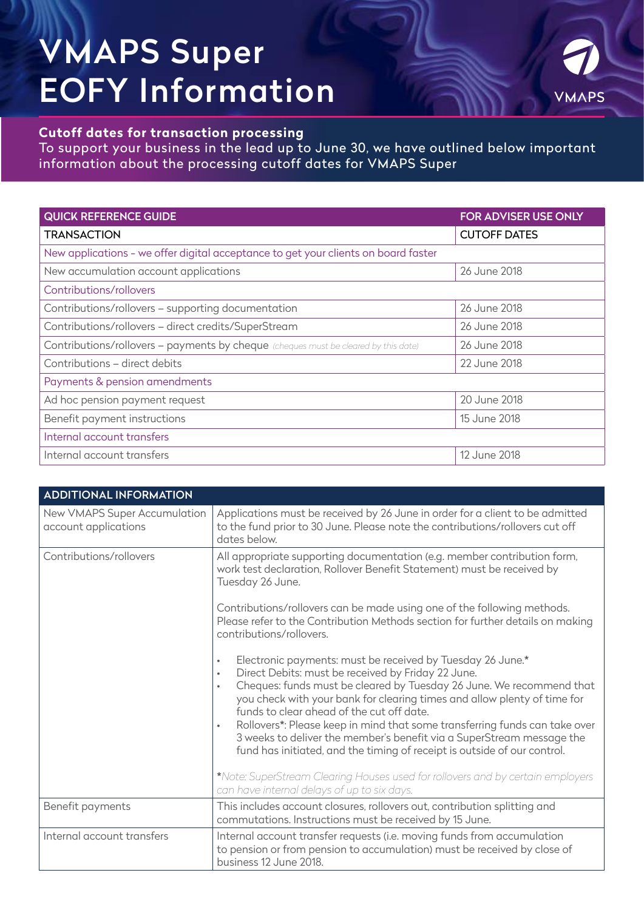# VMAPS Super EOFY Information

VMAPS

## Cutoff dates for transaction processing

To support your business in the lead up to June 30, we have outlined below important information about the processing cutoff dates for VMAPS Super

| QUICK REFERENCE GUIDE | FOR ADVISER USE ONLY |
|---|---|
| **TRANSACTION** | **CUTOFF DATES** |
| New applications - we offer digital acceptance to get your clients on board faster | |
| New accumulation account applications | 26 June 2018 |
| Contributions/rollovers | |
| Contributions/rollovers – supporting documentation | 26 June 2018 |
| Contributions/rollovers – direct credits/SuperStream | 26 June 2018 |
| Contributions/rollovers – payments by cheque *(cheques must be cleared by this date)* | 26 June 2018 |
| Contributions – direct debits | 22 June 2018 |
| Payments & pension amendments | |
| Ad hoc pension payment request | 20 June 2018 |
| Benefit payment instructions | 15 June 2018 |
| Internal account transfers | |
| Internal account transfers | 12 June 2018 |

| ADDITIONAL INFORMATION | |
|---|---|
| New VMAPS Super Accumulation account applications | Applications must be received by 26 June in order for a client to be admitted to the fund prior to 30 June. Please note the contributions/rollovers cut off dates below. |
| Contributions/rollovers | All appropriate supporting documentation (e.g. member contribution form, work test declaration, Rollover Benefit Statement) must be received by Tuesday 26 June.<br><br>Contributions/rollovers can be made using one of the following methods. Please refer to the Contribution Methods section for further details on making contributions/rollovers.<br><br>• Electronic payments: must be received by Tuesday 26 June.*<br>• Direct Debits: must be received by Friday 22 June.<br>• Cheques: funds must be cleared by Tuesday 26 June. We recommend that you check with your bank for clearing times and allow plenty of time for funds to clear ahead of the cut off date.<br>• Rollovers*: Please keep in mind that some transferring funds can take over 3 weeks to deliver the member's benefit via a SuperStream message the fund has initiated, and the timing of receipt is outside of our control.<br><br>**\***_Note: SuperStream Clearing Houses used for rollovers and by certain employers can have internal delays of up to six days._ |
| Benefit payments | This includes account closures, rollovers out, contribution splitting and commutations. Instructions must be received by 15 June. |
| Internal account transfers | Internal account transfer requests (i.e. moving funds from accumulation to pension or from pension to accumulation) must be received by close of business 12 June 2018. |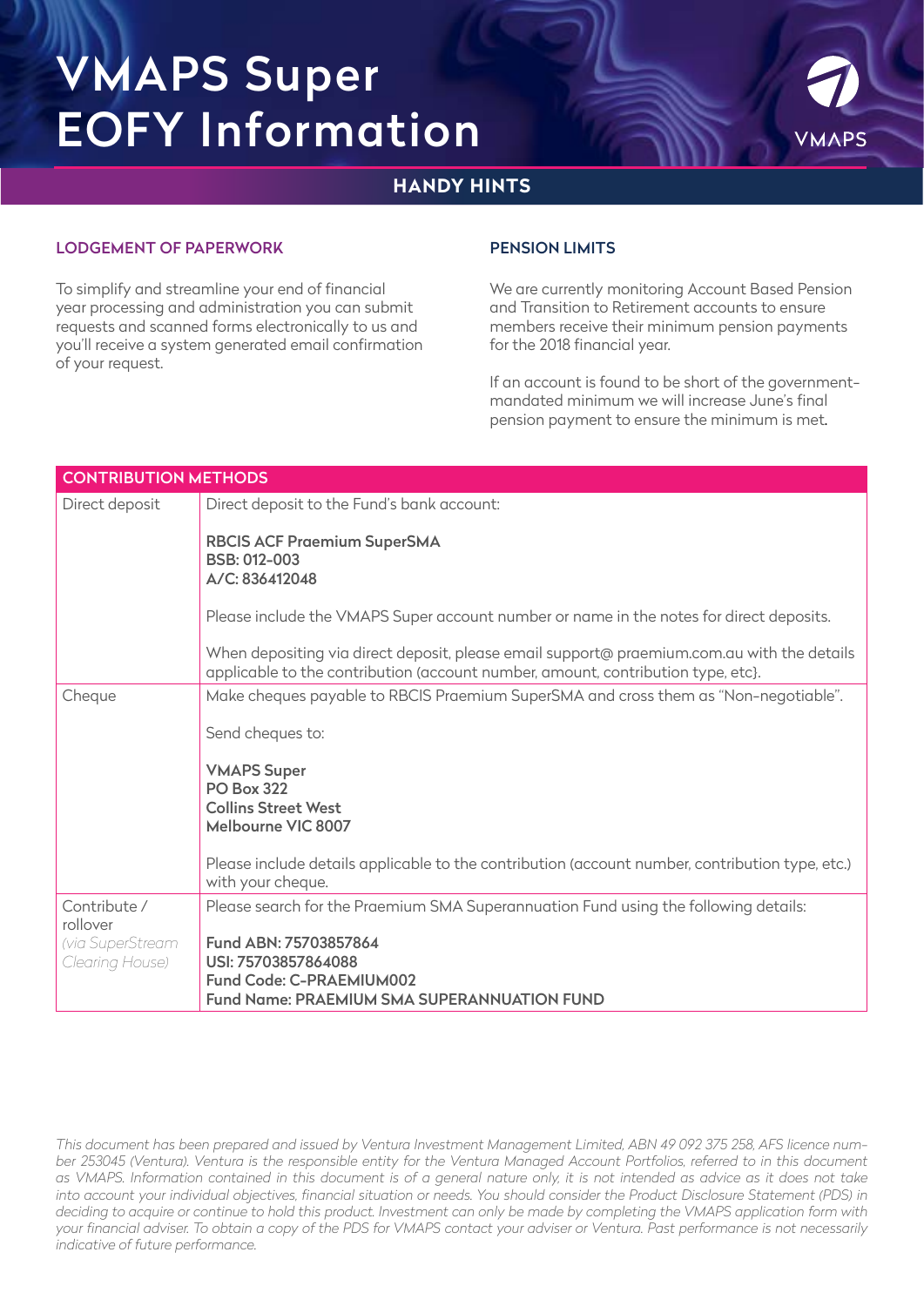# VMAPS Super EOFY Information

VMAPS

## HANDY HINTS

### LODGEMENT OF PAPERWORK

To simplify and streamline your end of financial year processing and administration you can submit requests and scanned forms electronically to us and you'll receive a system generated email confirmation of your request.

### PENSION LIMITS

We are currently monitoring Account Based Pension and Transition to Retirement accounts to ensure members receive their minimum pension payments for the 2018 financial year.

If an account is found to be short of the government-mandated minimum we will increase June's final pension payment to ensure the minimum is met.

| CONTRIBUTION METHODS | |
|---|---|
| Direct deposit | Direct deposit to the Fund's bank account:<br><br>**RBCIS ACF Praemium SuperSMA**<br>**BSB: 012-003**<br>**A/C: 836412048**<br><br>Please include the VMAPS Super account number or name in the notes for direct deposits.<br><br>When depositing via direct deposit, please email support@ praemium.com.au with the details applicable to the contribution (account number, amount, contribution type, etc). |
| Cheque | Make cheques payable to RBCIS Praemium SuperSMA and cross them as "Non-negotiable".<br><br>Send cheques to:<br><br>**VMAPS Super**<br>**PO Box 322**<br>**Collins Street West**<br>**Melbourne VIC 8007**<br><br>Please include details applicable to the contribution (account number, contribution type, etc.) with your cheque. |
| Contribute / rollover<br>*(via SuperStream Clearing House)* | Please search for the Praemium SMA Superannuation Fund using the following details:<br><br>**Fund ABN: 75703857864**<br>**USI: 75703857864088**<br>**Fund Code: C-PRAEMIUM002**<br>**Fund Name: PRAEMIUM SMA SUPERANNUATION FUND** |

*This document has been prepared and issued by Ventura Investment Management Limited, ABN 49 092 375 258, AFS licence number 253045 (Ventura). Ventura is the responsible entity for the Ventura Managed Account Portfolios, referred to in this document as VMAPS. Information contained in this document is of a general nature only, it is not intended as advice as it does not take into account your individual objectives, financial situation or needs. You should consider the Product Disclosure Statement (PDS) in deciding to acquire or continue to hold this product. Investment can only be made by completing the VMAPS application form with your financial adviser. To obtain a copy of the PDS for VMAPS contact your adviser or Ventura. Past performance is not necessarily indicative of future performance.*